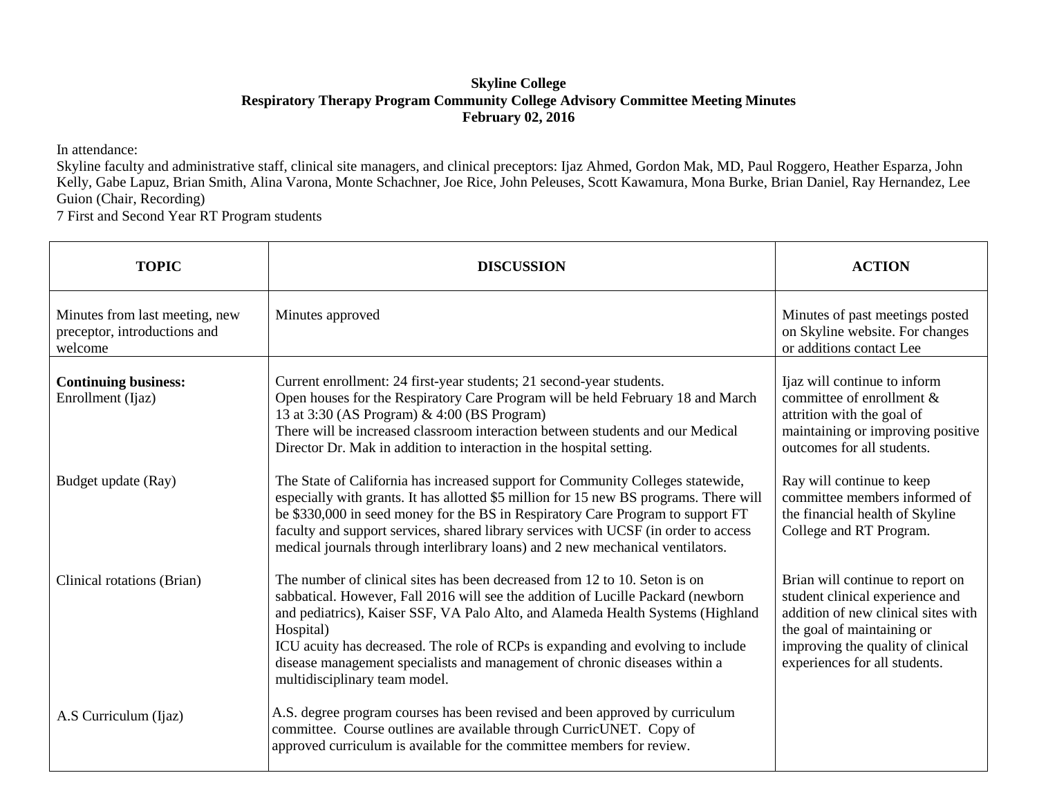**Skyline College**
**Respiratory Therapy Program Community College Advisory Committee Meeting Minutes**
**February 02, 2016**

In attendance:
Skyline faculty and administrative staff, clinical site managers, and clinical preceptors: Ijaz Ahmed, Gordon Mak, MD, Paul Roggero, Heather Esparza, John Kelly, Gabe Lapuz, Brian Smith, Alina Varona, Monte Schachner, Joe Rice, John Peleuses, Scott Kawamura, Mona Burke, Brian Daniel, Ray Hernandez, Lee Guion (Chair, Recording)
7 First and Second Year RT Program students

| TOPIC | DISCUSSION | ACTION |
|---|---|---|
| Minutes from last meeting, new preceptor, introductions and welcome | Minutes approved | Minutes of past meetings posted on Skyline website. For changes or additions contact Lee |
| **Continuing business:**<br>Enrollment (Ijaz) | Current enrollment: 24 first-year students; 21 second-year students.<br>Open houses for the Respiratory Care Program will be held February 18 and March 13 at 3:30 (AS Program) & 4:00 (BS Program)<br>There will be increased classroom interaction between students and our Medical Director Dr. Mak in addition to interaction in the hospital setting. | Ijaz will continue to inform committee of enrollment & attrition with the goal of maintaining or improving positive outcomes for all students. |
| Budget update (Ray) | The State of California has increased support for Community Colleges statewide, especially with grants. It has allotted $5 million for 15 new BS programs. There will be $330,000 in seed money for the BS in Respiratory Care Program to support FT faculty and support services, shared library services with UCSF (in order to access medical journals through interlibrary loans) and 2 new mechanical ventilators. | Ray will continue to keep committee members informed of the financial health of Skyline College and RT Program. |
| Clinical rotations (Brian) | The number of clinical sites has been decreased from 12 to 10. Seton is on sabbatical. However, Fall 2016 will see the addition of Lucille Packard (newborn and pediatrics), Kaiser SSF, VA Palo Alto, and Alameda Health Systems (Highland Hospital)<br>ICU acuity has decreased. The role of RCPs is expanding and evolving to include disease management specialists and management of chronic diseases within a multidisciplinary team model. | Brian will continue to report on student clinical experience and addition of new clinical sites with the goal of maintaining or improving the quality of clinical experiences for all students. |
| A.S Curriculum (Ijaz) | A.S. degree program courses has been revised and been approved by curriculum committee. Course outlines are available through CurricUNET. Copy of approved curriculum is available for the committee members for review. | |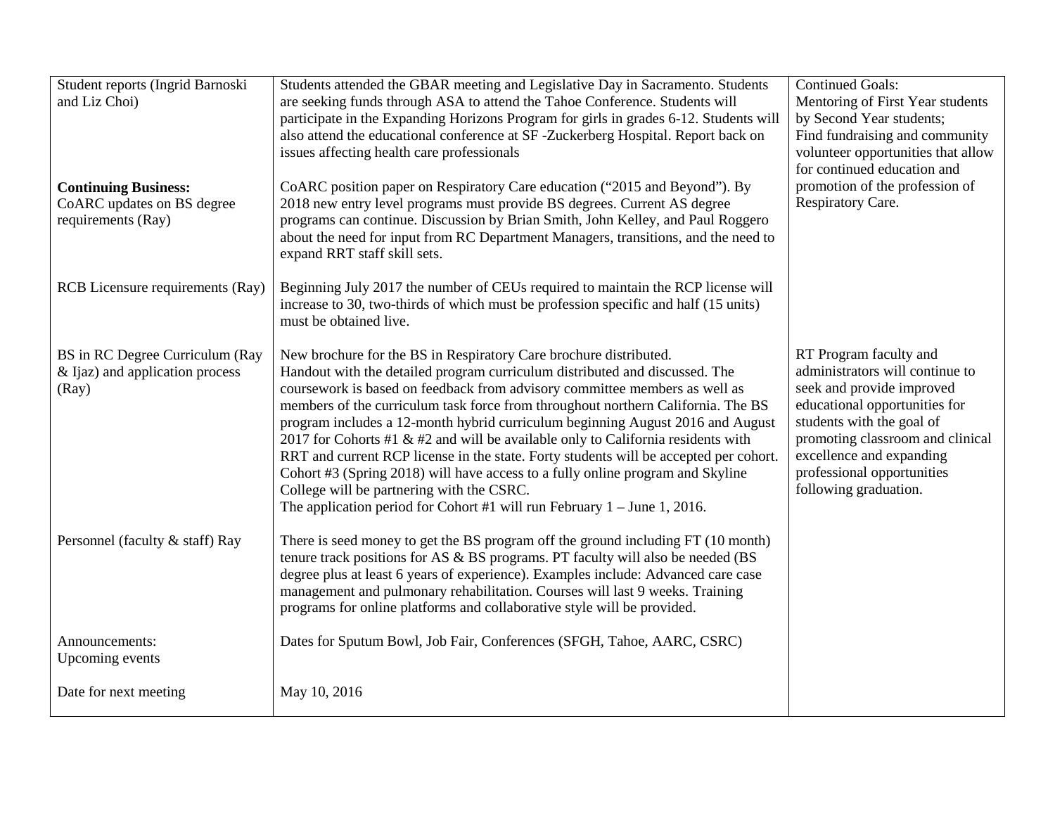| | | |
|---|---|---|
| Student reports (Ingrid Barnoski and Liz Choi) | Students attended the GBAR meeting and Legislative Day in Sacramento. Students are seeking funds through ASA to attend the Tahoe Conference. Students will participate in the Expanding Horizons Program for girls in grades 6-12. Students will also attend the educational conference at SF -Zuckerberg Hospital. Report back on issues affecting health care professionals | Continued Goals: Mentoring of First Year students by Second Year students; Find fundraising and community volunteer opportunities that allow for continued education and promotion of the profession of Respiratory Care. |
| **Continuing Business:** CoARC updates on BS degree requirements (Ray) | CoARC position paper on Respiratory Care education ("2015 and Beyond"). By 2018 new entry level programs must provide BS degrees. Current AS degree programs can continue. Discussion by Brian Smith, John Kelley, and Paul Roggero about the need for input from RC Department Managers, transitions, and the need to expand RRT staff skill sets. | |
| RCB Licensure requirements (Ray) | Beginning July 2017 the number of CEUs required to maintain the RCP license will increase to 30, two-thirds of which must be profession specific and half (15 units) must be obtained live. | |
| BS in RC Degree Curriculum (Ray & Ijaz) and application process (Ray) | New brochure for the BS in Respiratory Care brochure distributed. Handout with the detailed program curriculum distributed and discussed. The coursework is based on feedback from advisory committee members as well as members of the curriculum task force from throughout northern California. The BS program includes a 12-month hybrid curriculum beginning August 2016 and August 2017 for Cohorts #1 & #2 and will be available only to California residents with RRT and current RCP license in the state. Forty students will be accepted per cohort. Cohort #3 (Spring 2018) will have access to a fully online program and Skyline College will be partnering with the CSRC. The application period for Cohort #1 will run February 1 – June 1, 2016. | RT Program faculty and administrators will continue to seek and provide improved educational opportunities for students with the goal of promoting classroom and clinical excellence and expanding professional opportunities following graduation. |
| Personnel (faculty & staff) Ray | There is seed money to get the BS program off the ground including FT (10 month) tenure track positions for AS & BS programs. PT faculty will also be needed (BS degree plus at least 6 years of experience). Examples include: Advanced care case management and pulmonary rehabilitation. Courses will last 9 weeks. Training programs for online platforms and collaborative style will be provided. | |
| Announcements: Upcoming events | Dates for Sputum Bowl, Job Fair, Conferences (SFGH, Tahoe, AARC, CSRC) | |
| Date for next meeting | May 10, 2016 | |